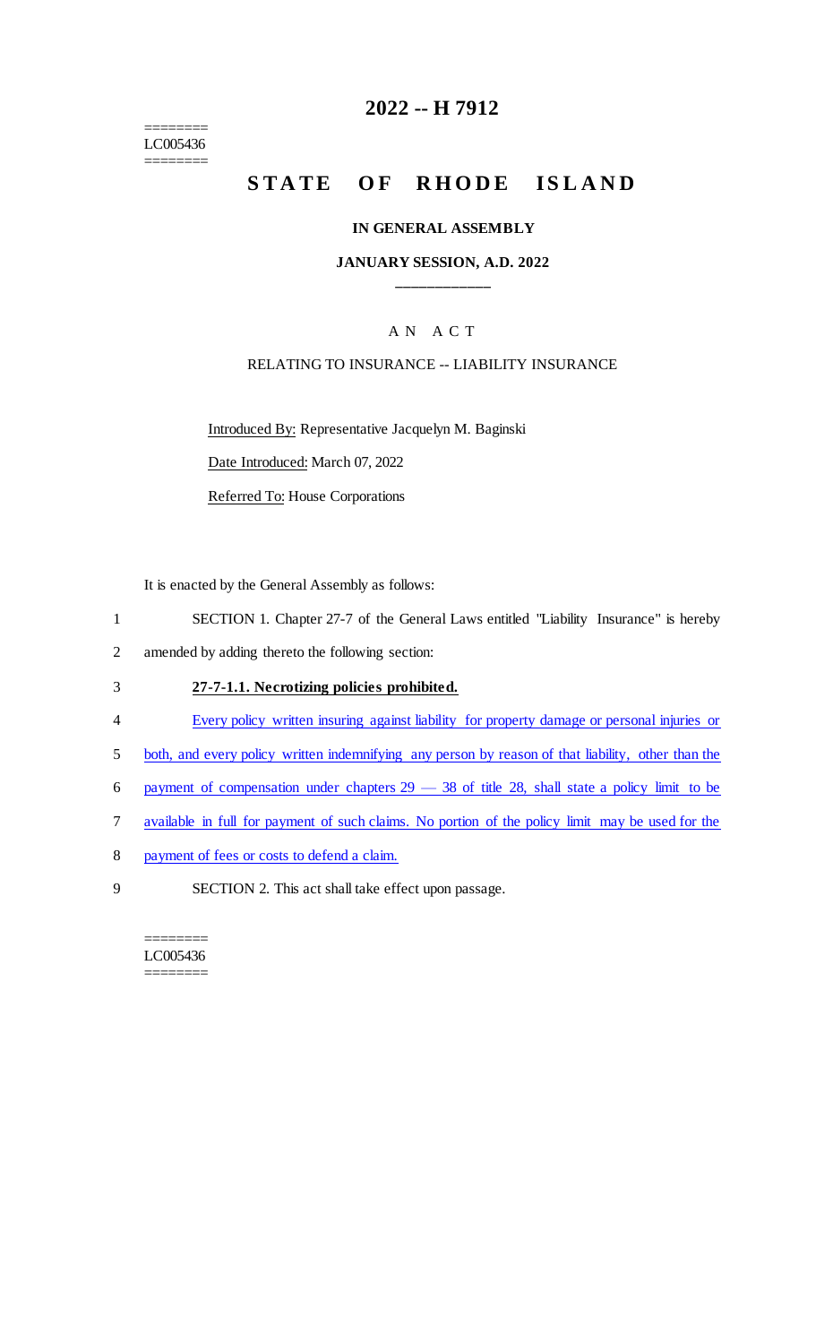========
LC005436
========

# 2022 -- H 7912

# STATE OF RHODE ISLAND

## IN GENERAL ASSEMBLY

### JANUARY SESSION, A.D. 2022

---

A N A C T

RELATING TO INSURANCE -- LIABILITY INSURANCE

Introduced By: Representative Jacquelyn M. Baginski

Date Introduced: March 07, 2022

Referred To: House Corporations

It is enacted by the General Assembly as follows:

1 SECTION 1. Chapter 27-7 of the General Laws entitled "Liability Insurance" is hereby
2 amended by adding thereto the following section:

3 **27-7-1.1. Necrotizing policies prohibited.**

4 Every policy written insuring against liability for property damage or personal injuries or
5 both, and every policy written indemnifying any person by reason of that liability, other than the
6 payment of compensation under chapters 29 — 38 of title 28, shall state a policy limit to be
7 available in full for payment of such claims. No portion of the policy limit may be used for the
8 payment of fees or costs to defend a claim.

9 SECTION 2. This act shall take effect upon passage.

========
LC005436
========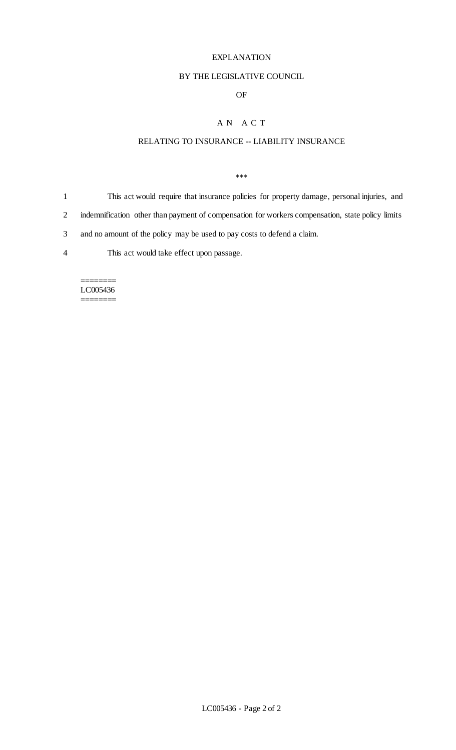EXPLANATION

BY THE LEGISLATIVE COUNCIL

OF

# A N A C T

RELATING TO INSURANCE -- LIABILITY INSURANCE

\*\*\*

1 This act would require that insurance policies for property damage, personal injuries, and
2 indemnification other than payment of compensation for workers compensation, state policy limits
3 and no amount of the policy may be used to pay costs to defend a claim.

4 This act would take effect upon passage.

========
LC005436
========